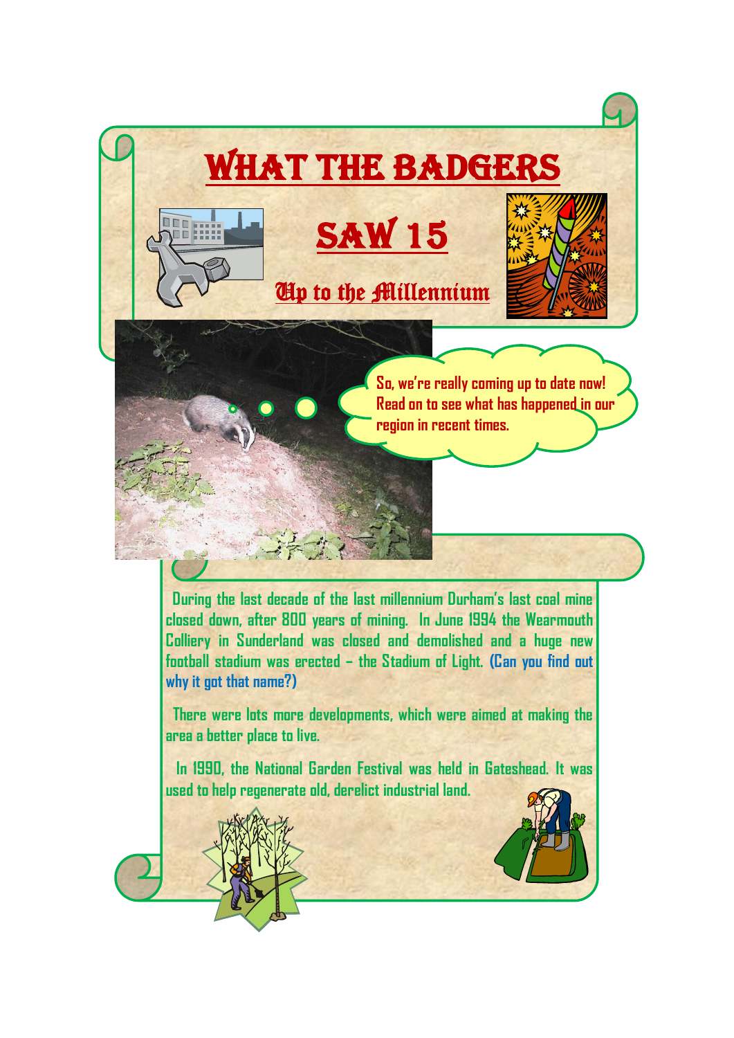# WHAT THE BADGERS SAW 15

## Up to the Millennium

So, we're really coming up to date now! Read on to see what has happened in our region in recent times.

During the last decade of the last millennium Durham's last coal mine closed down, after 800 years of mining. In June 1994 the Wearmouth Colliery in Sunderland was closed and demolished and a huge new football stadium was erected – the Stadium of Light. **(Can you find out why it got that name?)**

There were lots more developments, which were aimed at making the area a better place to live.

In 1990, the National Garden Festival was held in Gateshead. It was used to help regenerate old, derelict industrial land.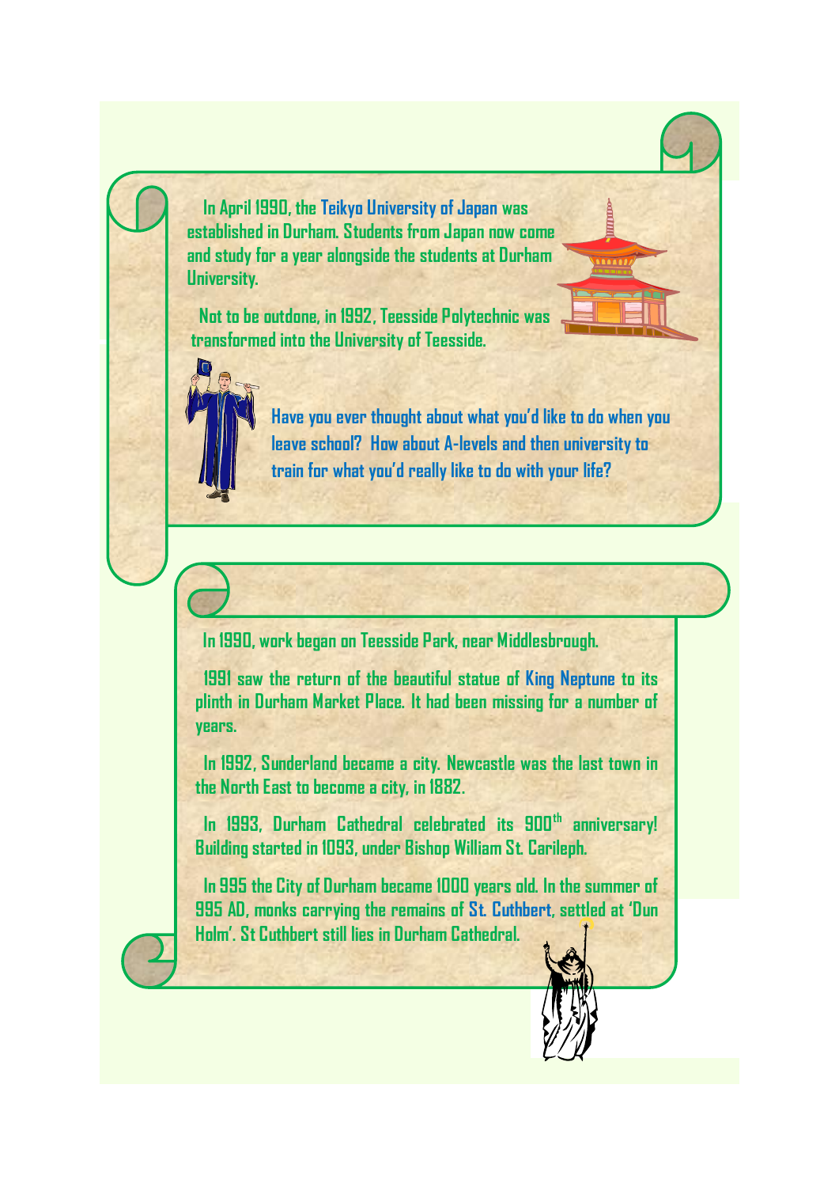In April 1990, the Teikyo University of Japan was established in Durham. Students from Japan now come and study for a year alongside the students at Durham University.

Not to be outdone, in 1992, Teesside Polytechnic was transformed into the University of Teesside.

Have you ever thought about what you'd like to do when you leave school? How about A-levels and then university to train for what you'd really like to do with your life?

In 1990, work began on Teesside Park, near Middlesbrough.

1991 saw the return of the beautiful statue of King Neptune to its plinth in Durham Market Place. It had been missing for a number of years.

In 1992, Sunderland became a city. Newcastle was the last town in the North East to become a city, in 1882.

In 1993, Durham Cathedral celebrated its 900th anniversary! Building started in 1093, under Bishop William St. Carileph.

In 995 the City of Durham became 1000 years old. In the summer of 995 AD, monks carrying the remains of St. Cuthbert, settled at 'Dun Holm'. St Cuthbert still lies in Durham Cathedral.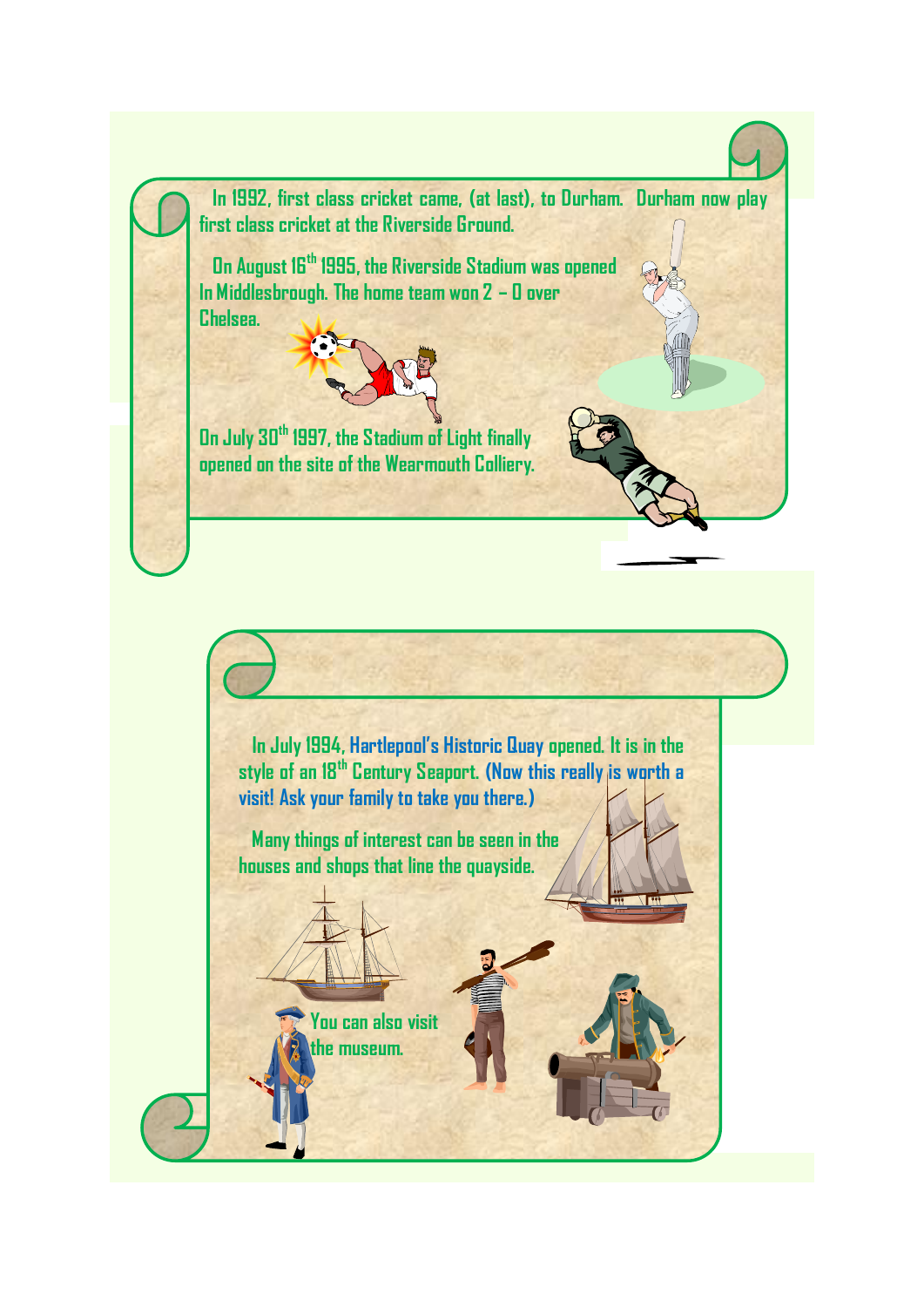In 1992, first class cricket came, (at last), to Durham. Durham now play first class cricket at the Riverside Ground.

On August 16th 1995, the Riverside Stadium was opened In Middlesbrough. The home team won 2 – 0 over Chelsea.

On July 30th 1997, the Stadium of Light finally opened on the site of the Wearmouth Colliery.

In July 1994, Hartlepool's Historic Quay opened. It is in the style of an 18th Century Seaport. (Now this really is worth a visit! Ask your family to take you there.)

Many things of interest can be seen in the houses and shops that line the quayside.

You can also visit the museum.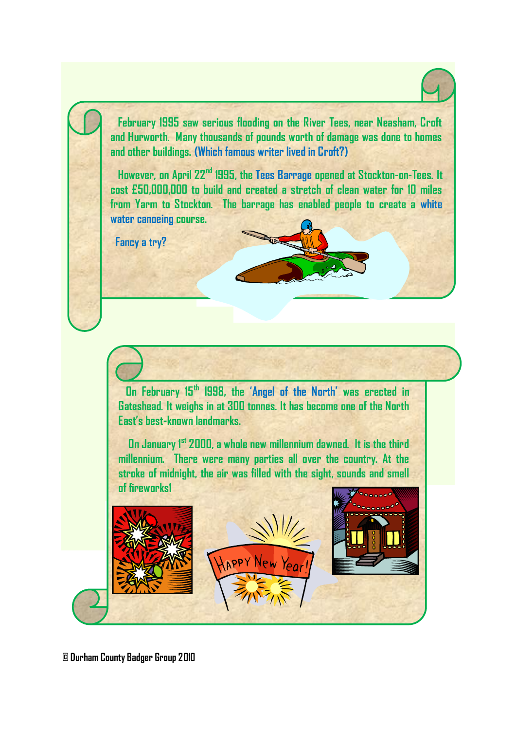February 1995 saw serious flooding on the River Tees, near Neasham, Croft and Hurworth. Many thousands of pounds worth of damage was done to homes and other buildings. **(Which famous writer lived in Croft?)**

However, on April 22nd 1995, the **Tees Barrage** opened at Stockton-on-Tees. It cost £50,000,000 to build and created a stretch of clean water for 10 miles from Yarm to Stockton. The barrage has enabled people to create a **white water canoeing** course.

**Fancy a try?**

On February 15th 1998, the **'Angel of the North'** was erected in Gateshead. It weighs in at 300 tonnes. It has become one of the North East's best-known landmarks.

On January 1st 2000, a whole new millennium dawned. It is the third millennium. There were many parties all over the country. At the stroke of midnight, the air was filled with the sight, sounds and smell of fireworks!

Happy New Year!

© Durham County Badger Group 2010